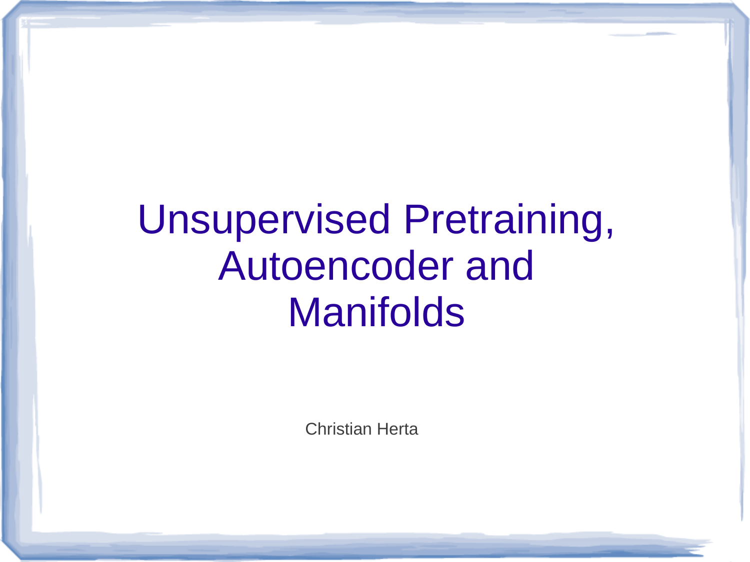# Unsupervised Pretraining, Autoencoder and Manifolds

Christian Herta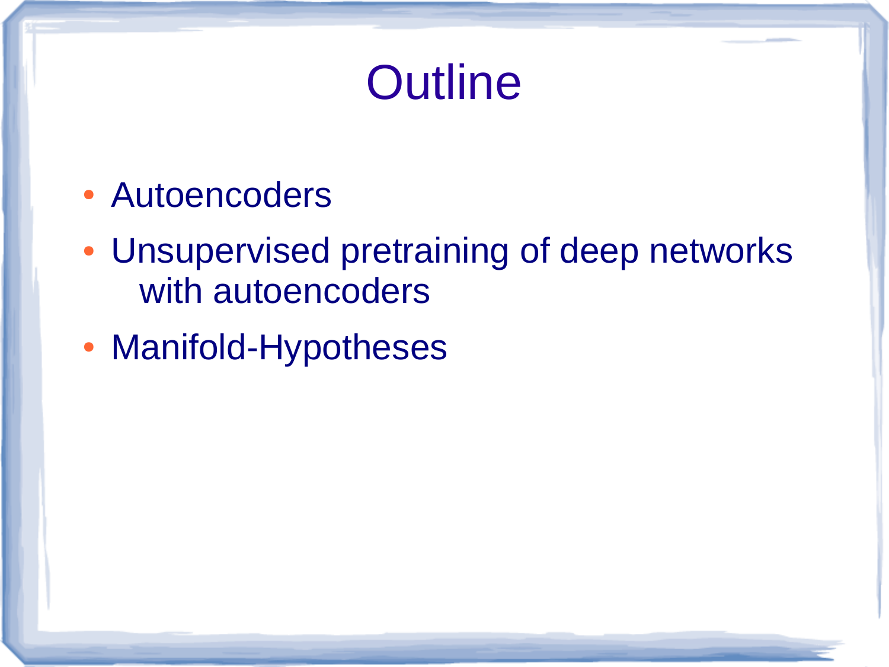# Outline

- Autoencoders
- Unsupervised pretraining of deep networks with autoencoders
- Manifold-Hypotheses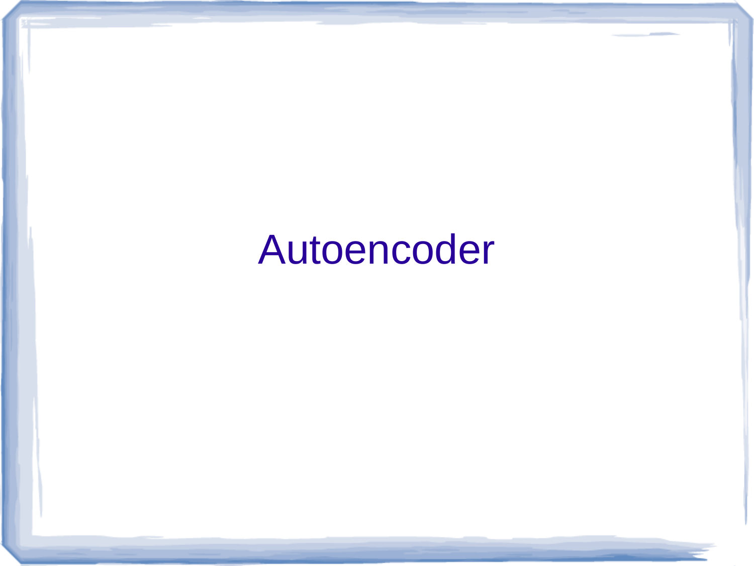# Autoencoder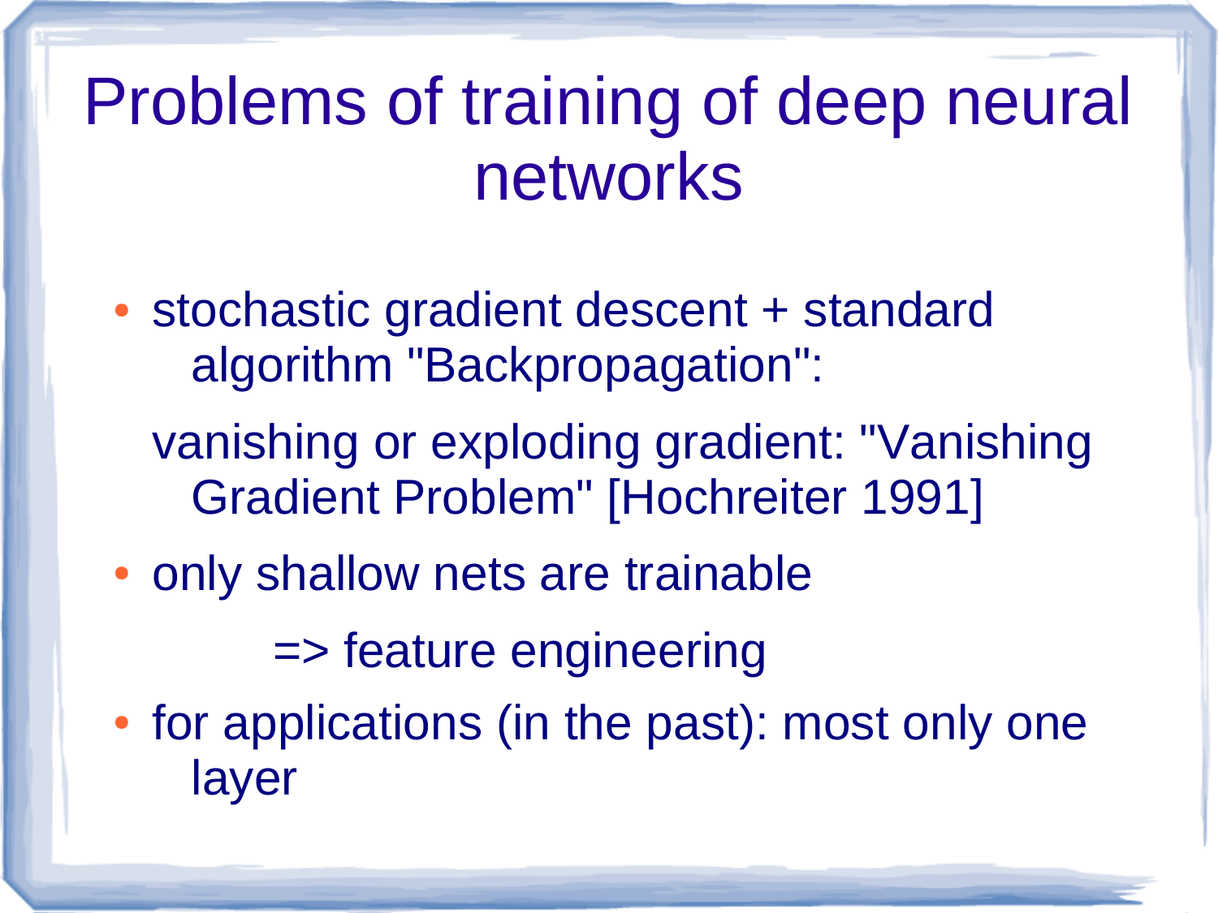# Problems of training of deep neural networks

- stochastic gradient descent + standard algorithm "Backpropagation":

  vanishing or exploding gradient: "Vanishing Gradient Problem" [Hochreiter 1991]

- only shallow nets are trainable

  => feature engineering

- for applications (in the past): most only one layer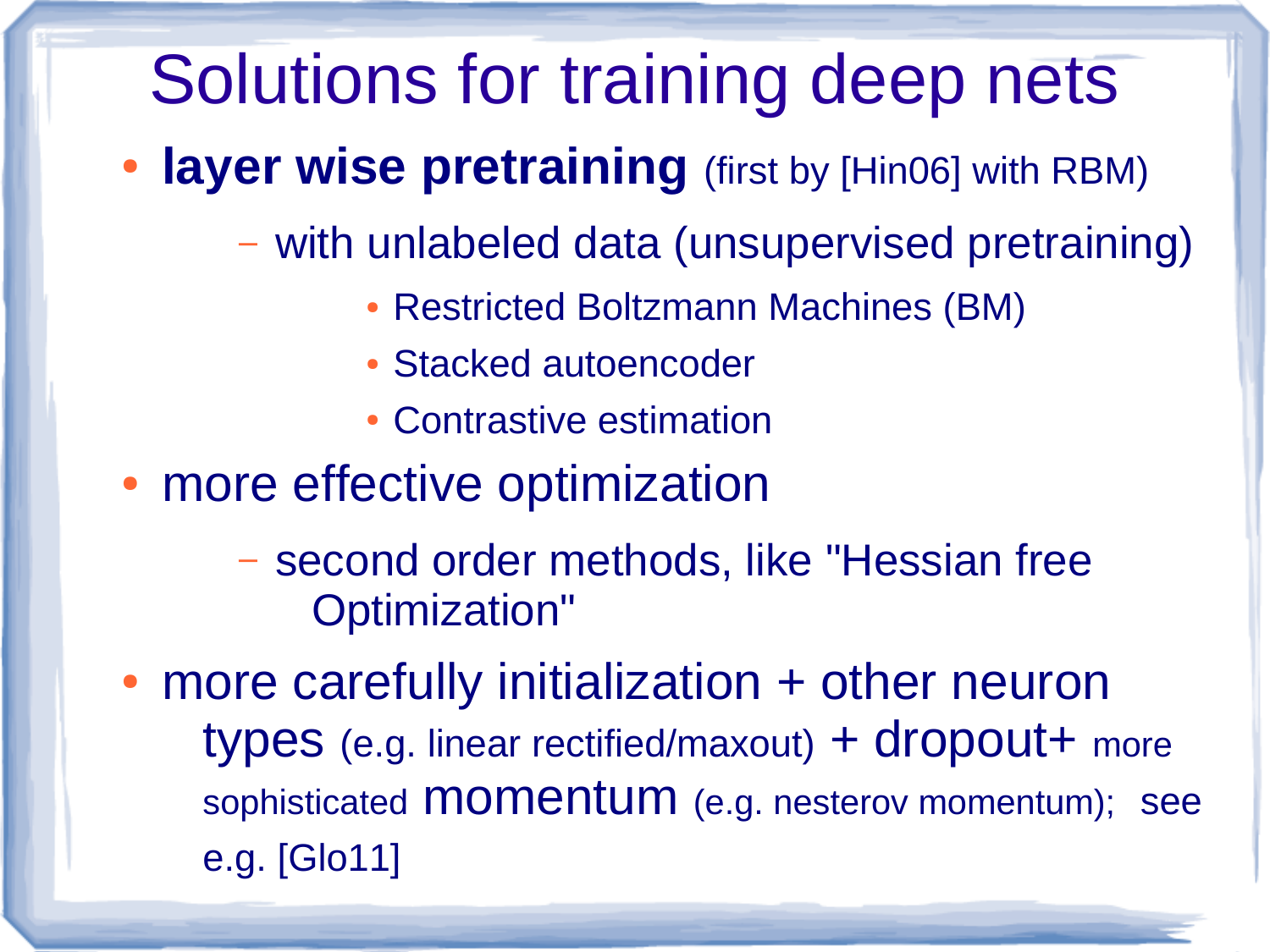# Solutions for training deep nets

- **layer wise pretraining** (first by [Hin06] with RBM)
  - with unlabeled data (unsupervised pretraining)
    - Restricted Boltzmann Machines (BM)
    - Stacked autoencoder
    - Contrastive estimation
- more effective optimization
  - second order methods, like "Hessian free Optimization"
- more carefully initialization + other neuron types (e.g. linear rectified/maxout) + dropout+ more sophisticated momentum (e.g. nesterov momentum); see e.g. [Glo11]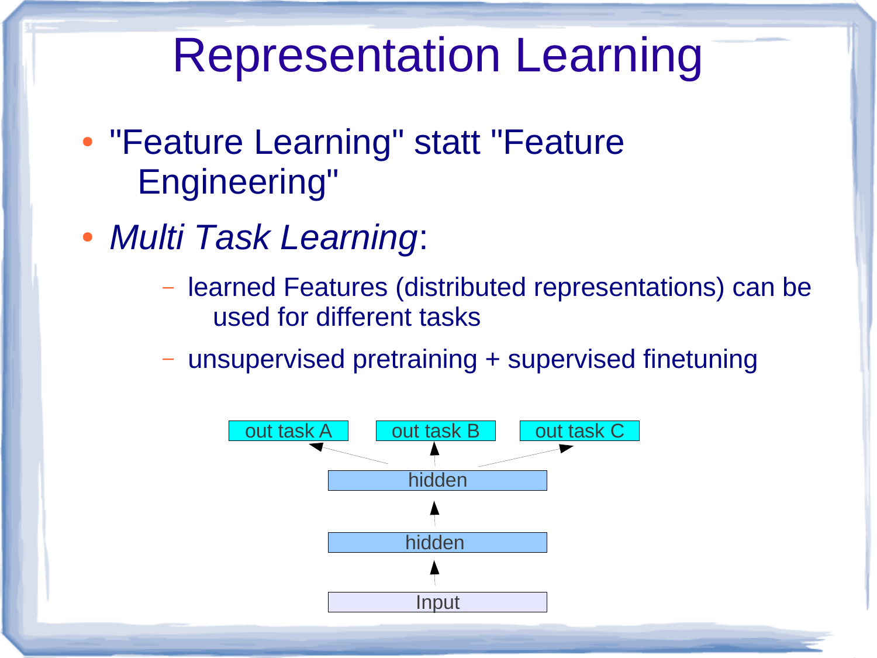# Representation Learning

- "Feature Learning" statt "Feature Engineering"
- *Multi Task Learning*:
  - learned Features (distributed representations) can be used for different tasks
  - unsupervised pretraining + supervised finetuning

out task A | out task B | out task C

hidden

hidden

Input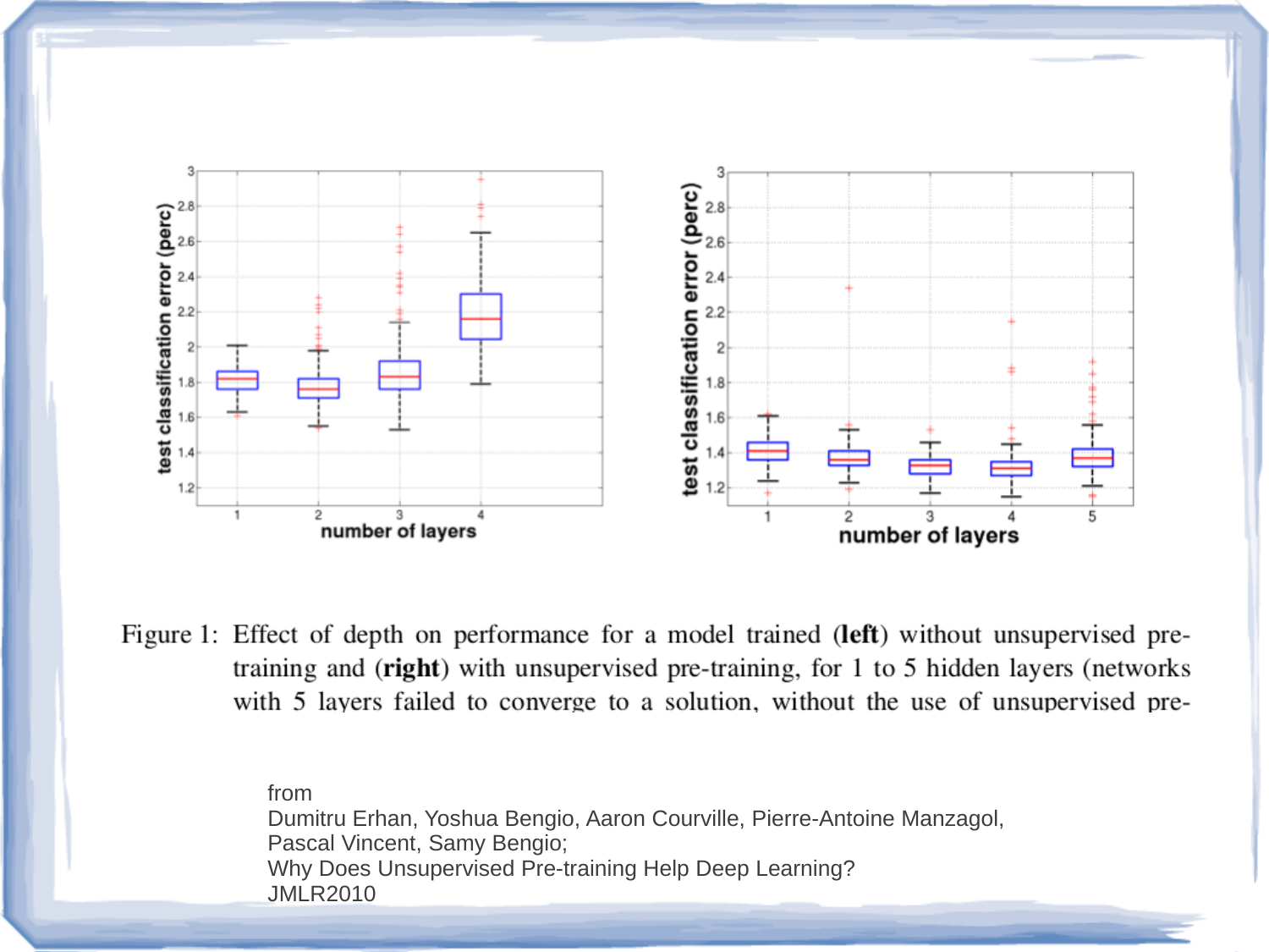Figure 1: Effect of depth on performance for a model trained (**left**) without unsupervised pre-training and (**right**) with unsupervised pre-training, for 1 to 5 hidden layers (networks with 5 layers failed to converge to a solution, without the use of unsupervised pre-

from
Dumitru Erhan, Yoshua Bengio, Aaron Courville, Pierre-Antoine Manzagol, Pascal Vincent, Samy Bengio;
Why Does Unsupervised Pre-training Help Deep Learning?
JMLR2010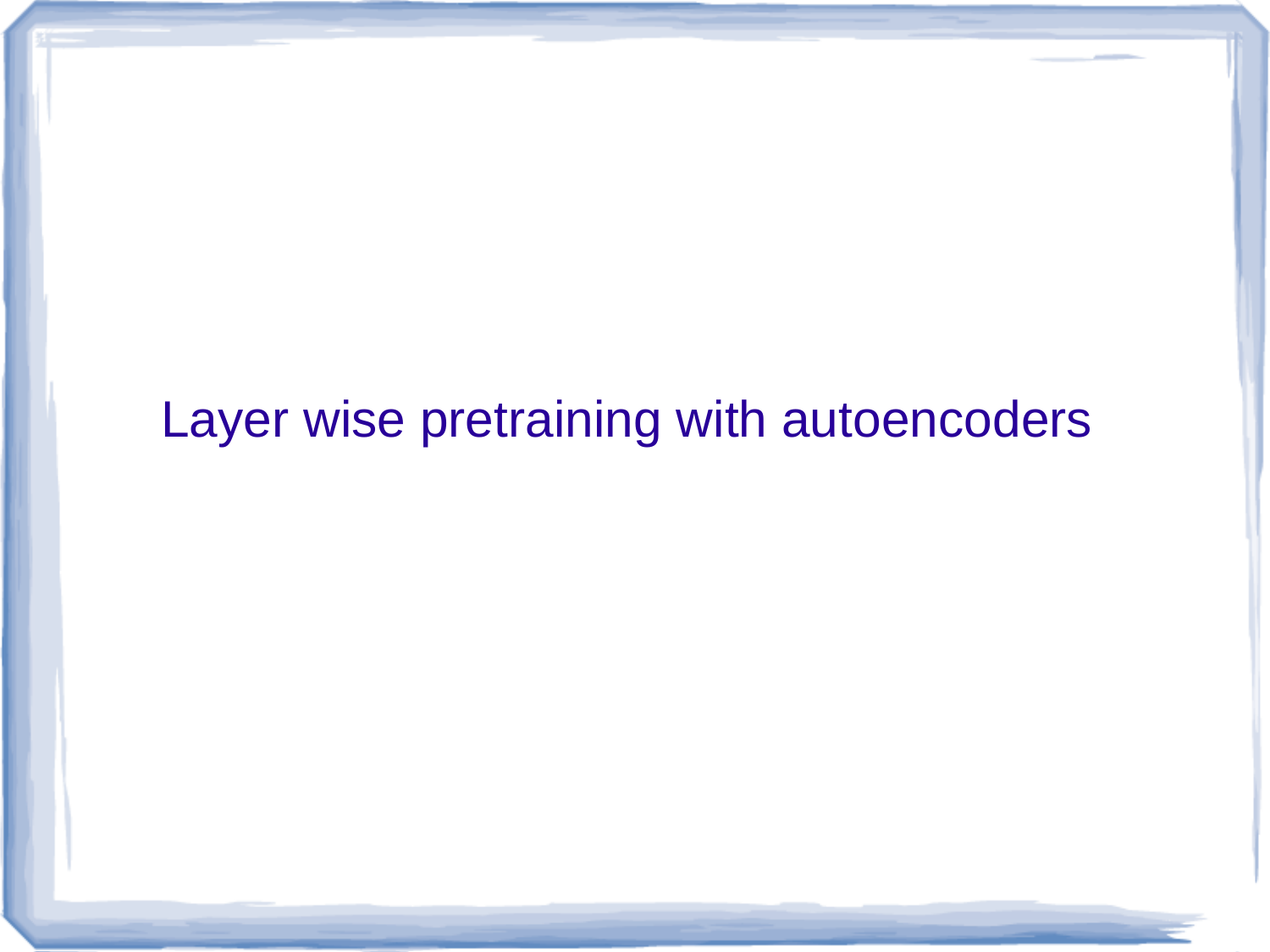# Layer wise pretraining with autoencoders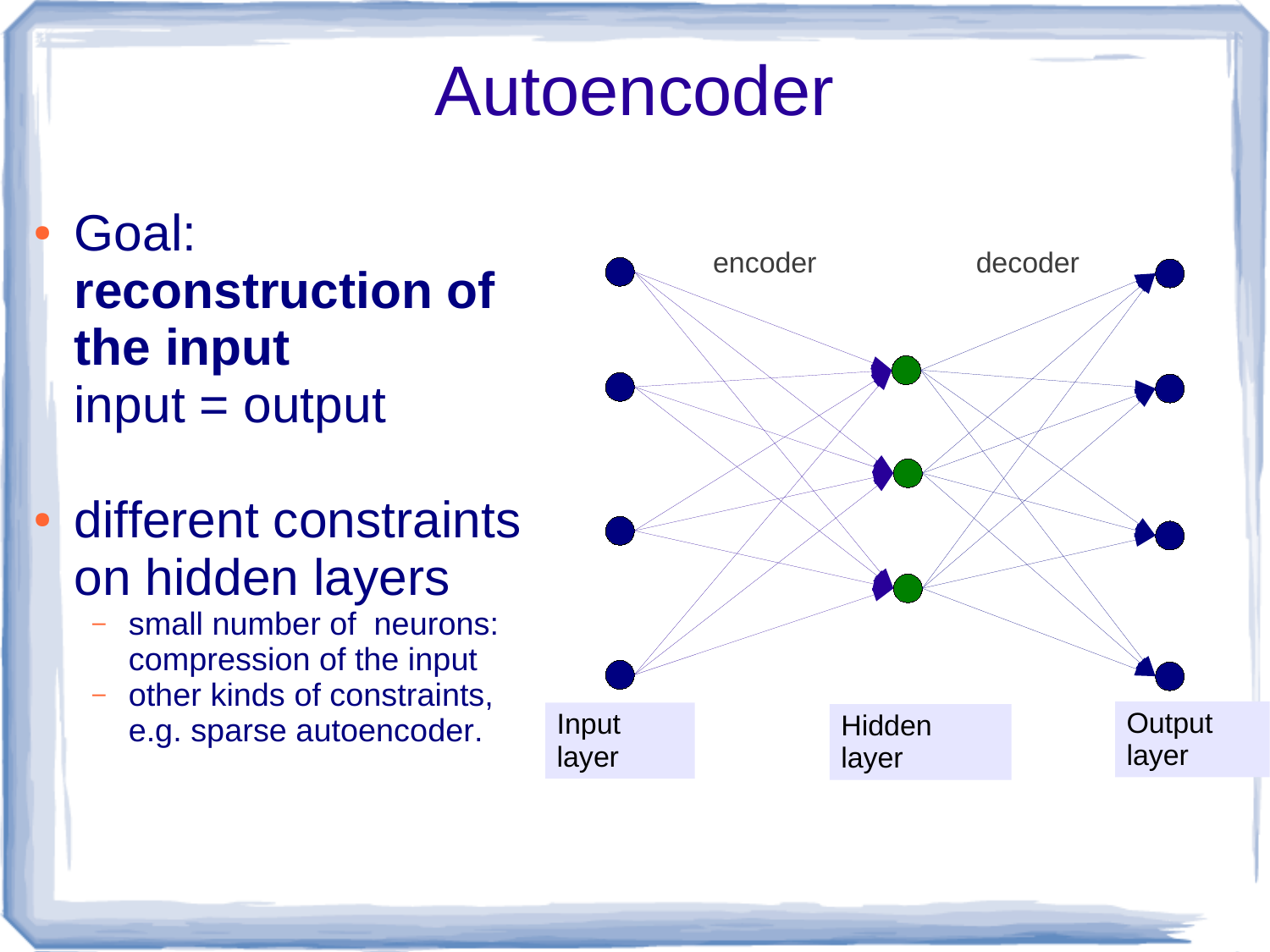# Autoencoder

- Goal:
  **reconstruction of the input**
  input = output

- different constraints on hidden layers
  - small number of neurons: compression of the input
  - other kinds of constraints, e.g. sparse autoencoder.

encoder

decoder

Input layer

Hidden layer

Output layer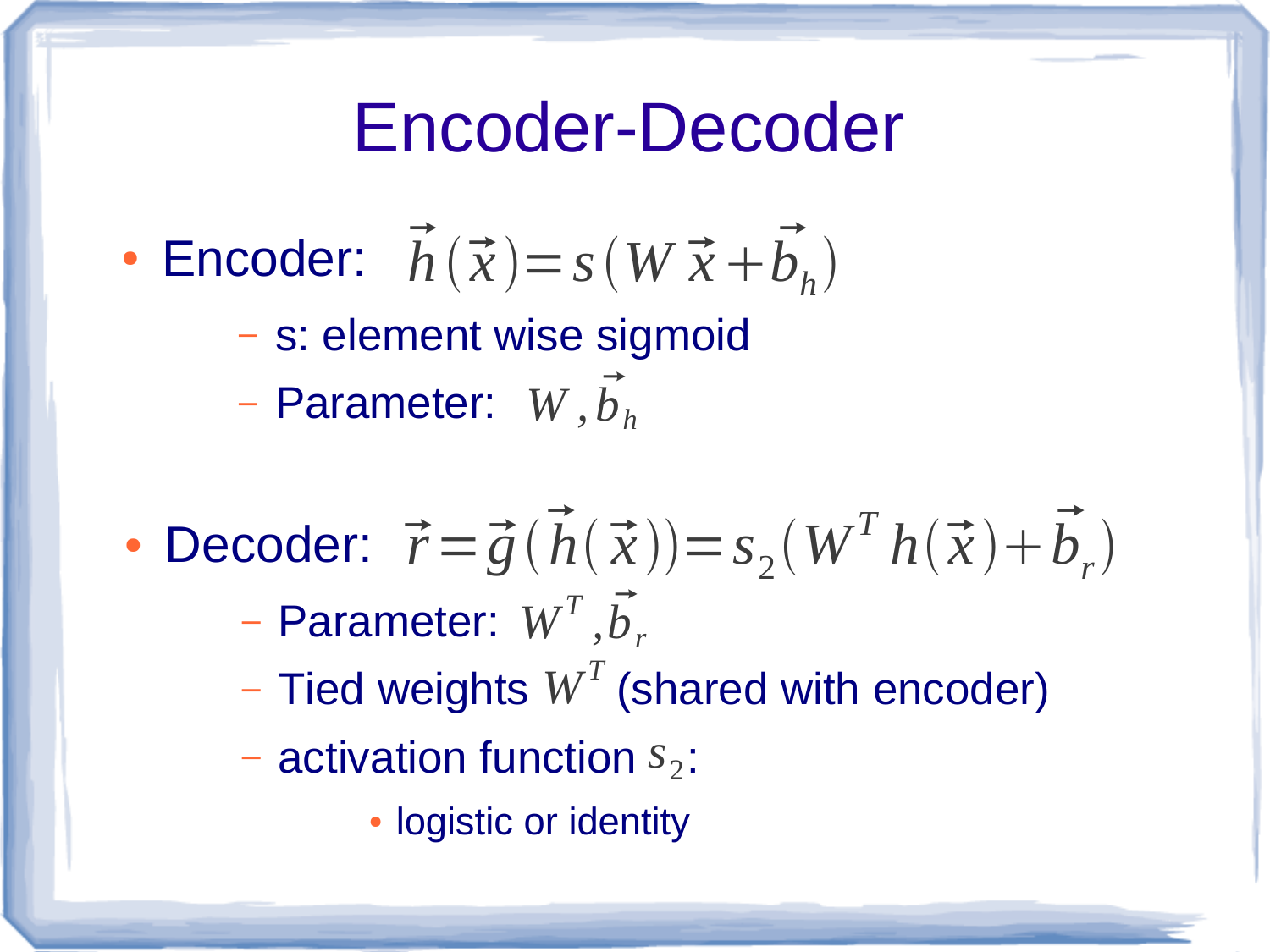# Encoder-Decoder

- Encoder: $\vec{h}(\vec{x}) = s(W\vec{x} + \vec{b}_h)$
  - s: element wise sigmoid
  - Parameter: $W, \vec{b}_h$

- Decoder: $\vec{r} = \vec{g}(\vec{h}(\vec{x})) = s_2(W^T h(\vec{x}) + \vec{b}_r)$
  - Parameter: $W^T, \vec{b}_r$
  - Tied weights $W^T$ (shared with encoder)
  - activation function $s_2$:
    - logistic or identity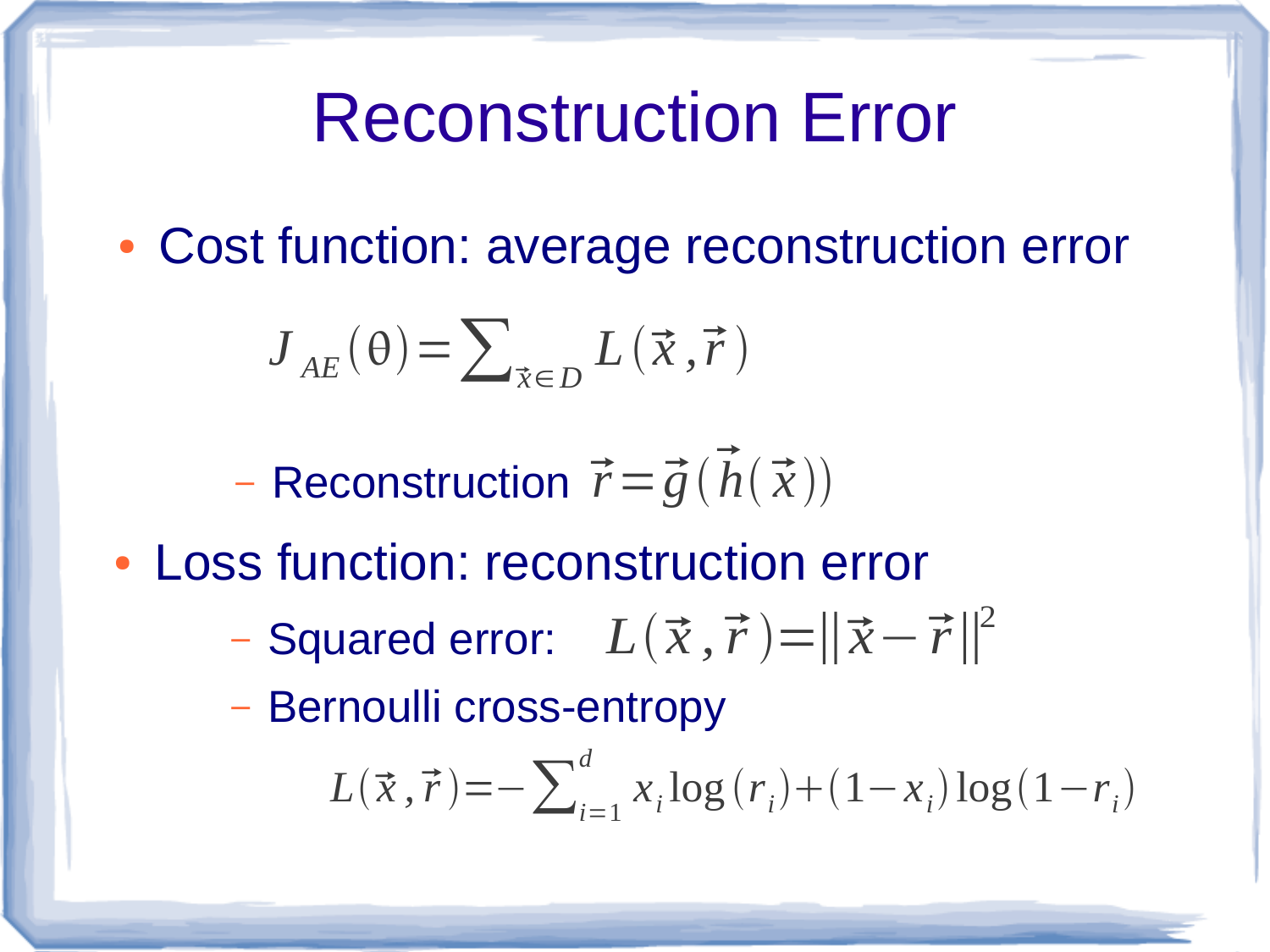# Reconstruction Error

- Cost function: average reconstruction error

$$J_{AE}(\theta) = \sum_{\vec{x} \in D} L(\vec{x}, \vec{r})$$

  - Reconstruction $\vec{r} = \vec{g}(\vec{h}(\vec{x}))$

- Loss function: reconstruction error
  - Squared error: $L(\vec{x}, \vec{r}) = \|\vec{x} - \vec{r}\|^2$
  - Bernoulli cross-entropy

$$L(\vec{x}, \vec{r}) = -\sum_{i=1}^{d} x_i \log(r_i) + (1 - x_i) \log(1 - r_i)$$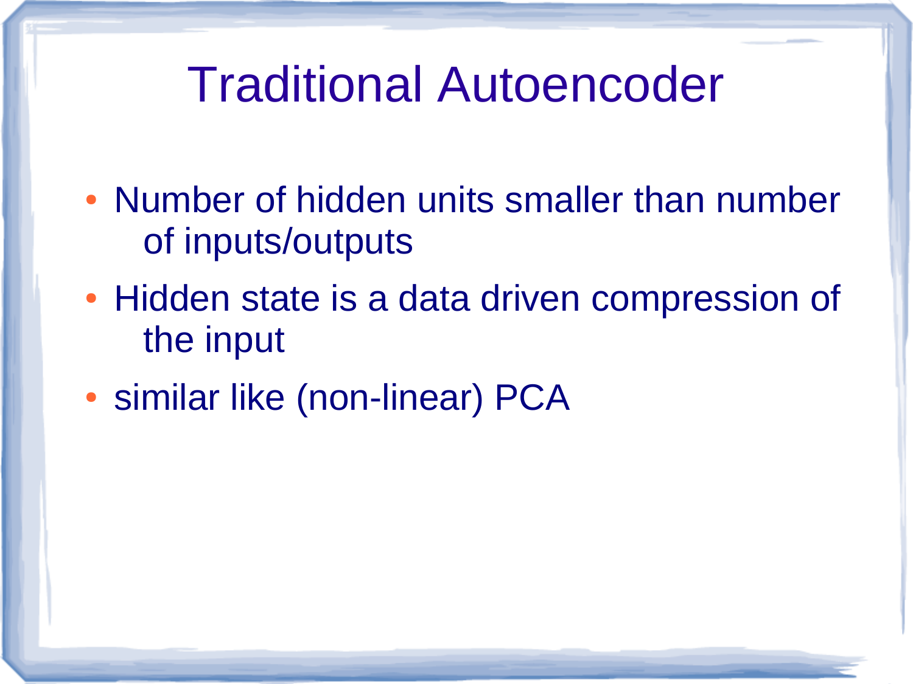# Traditional Autoencoder

- Number of hidden units smaller than number of inputs/outputs
- Hidden state is a data driven compression of the input
- similar like (non-linear) PCA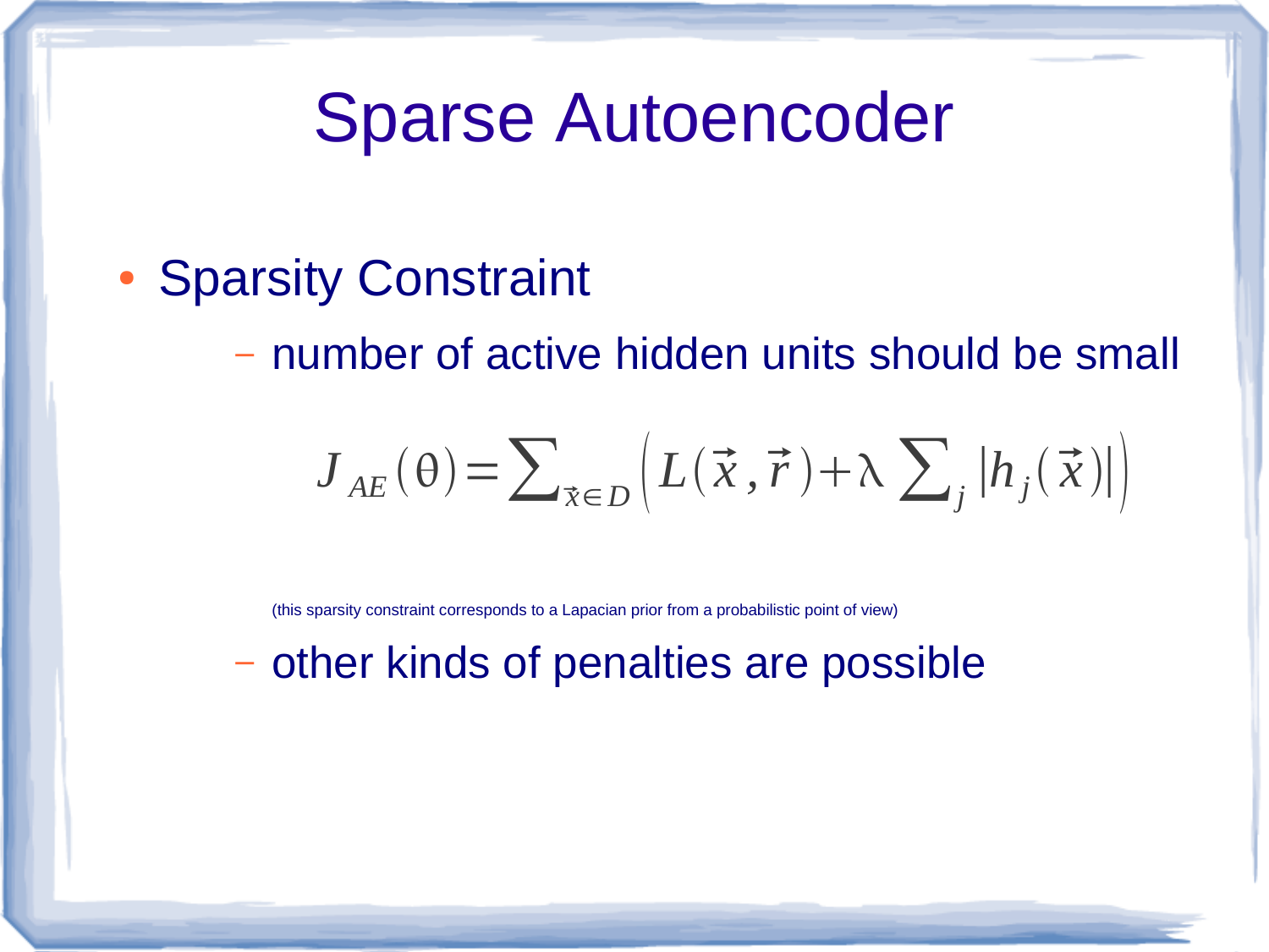# Sparse Autoencoder

- Sparsity Constraint
  - number of active hidden units should be small

$$J_{AE}(\theta) = \sum_{\vec{x} \in D} \left( L(\vec{x}, \vec{r}) + \lambda \sum_j |h_j(\vec{x})| \right)$$

(this sparsity constraint corresponds to a Lapacian prior from a probabilistic point of view)

  - other kinds of penalties are possible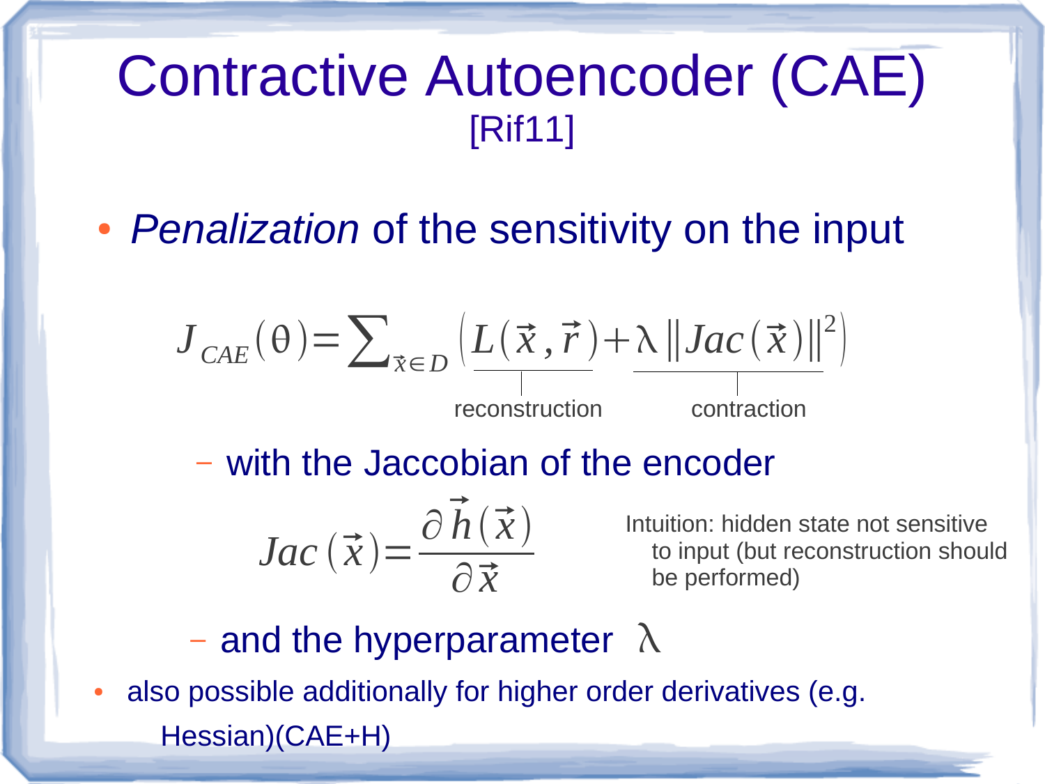# Contractive Autoencoder (CAE)

[Rif11]

- *Penalization* of the sensitivity on the input

$$J_{CAE}(\theta) = \sum_{\vec{x} \in D} \Big( \underbrace{L(\vec{x}, \vec{r})}_{\text{reconstruction}} + \underbrace{\lambda \| Jac(\vec{x}) \|^2}_{\text{contraction}} \Big)$$

  - with the Jaccobian of the encoder

$$Jac(\vec{x}) = \frac{\partial \vec{h}(\vec{x})}{\partial \vec{x}}$$

Intuition: hidden state not sensitive to input (but reconstruction should be performed)

  - and the hyperparameter $\lambda$

- also possible additionally for higher order derivatives (e.g. Hessian)(CAE+H)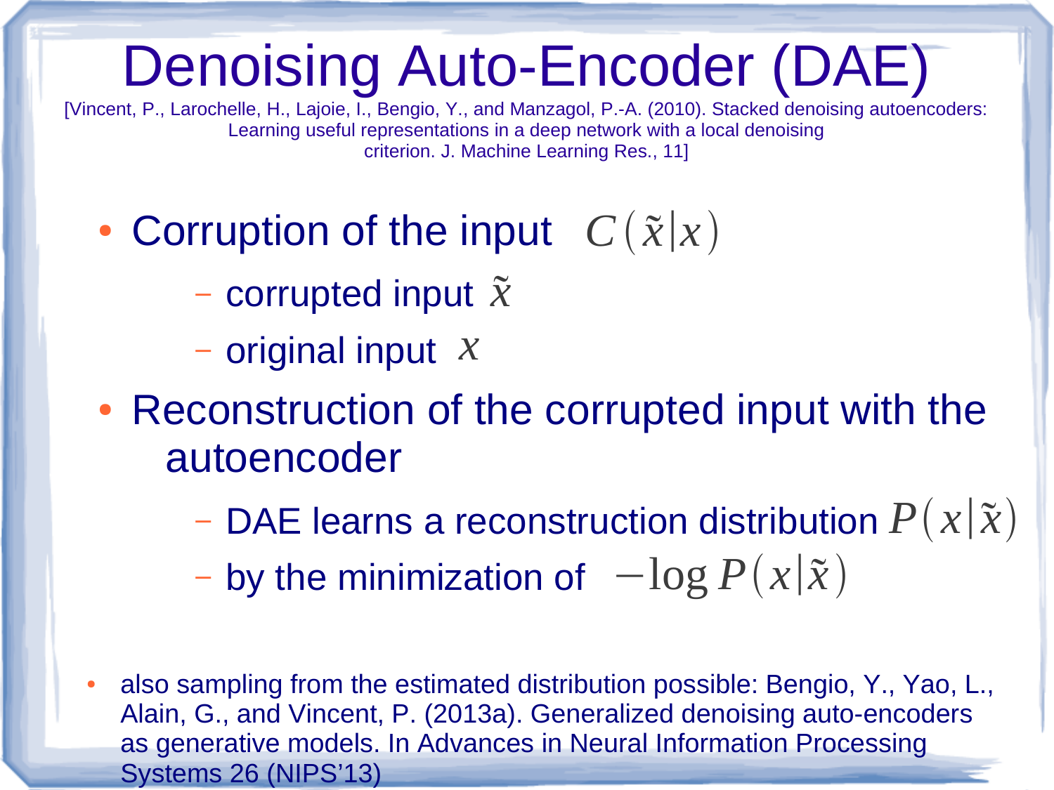# Denoising Auto-Encoder (DAE)

[Vincent, P., Larochelle, H., Lajoie, I., Bengio, Y., and Manzagol, P.-A. (2010). Stacked denoising autoencoders: Learning useful representations in a deep network with a local denoising criterion. J. Machine Learning Res., 11]

- Corruption of the input $C(\tilde{x}|x)$
  - corrupted input $\tilde{x}$
  - original input $x$
- Reconstruction of the corrupted input with the autoencoder
  - DAE learns a reconstruction distribution $P(x|\tilde{x})$
  - by the minimization of $-\log P(x|\tilde{x})$

- also sampling from the estimated distribution possible: Bengio, Y., Yao, L., Alain, G., and Vincent, P. (2013a). Generalized denoising auto-encoders as generative models. In Advances in Neural Information Processing Systems 26 (NIPS'13)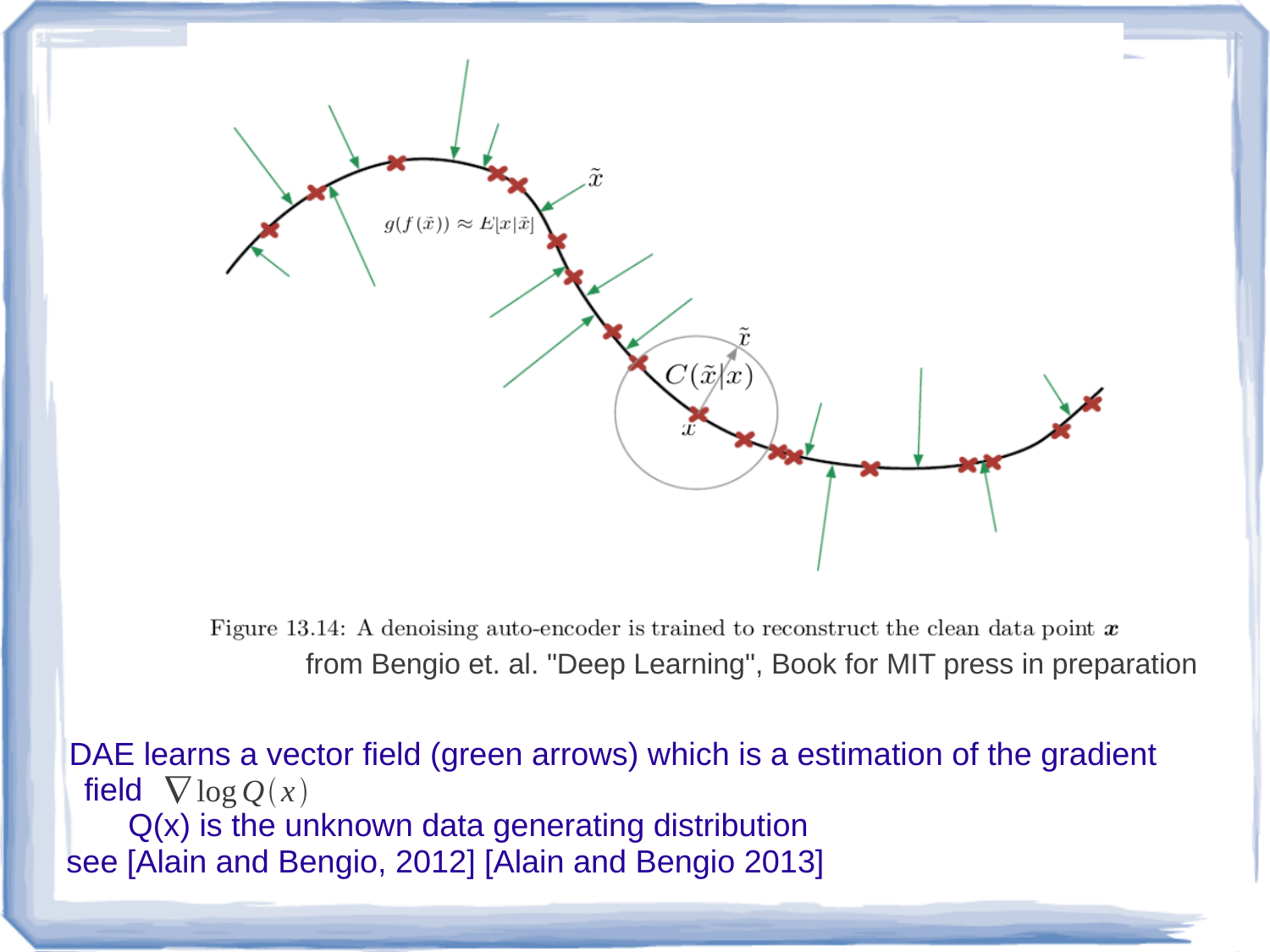Figure 13.14: A denoising auto-encoder is trained to reconstruct the clean data point $\boldsymbol{x}$

from Bengio et. al. "Deep Learning", Book for MIT press in preparation

DAE learns a vector field (green arrows) which is a estimation of the gradient field $\nabla \log Q(x)$

Q(x) is the unknown data generating distribution

see [Alain and Bengio, 2012] [Alain and Bengio 2013]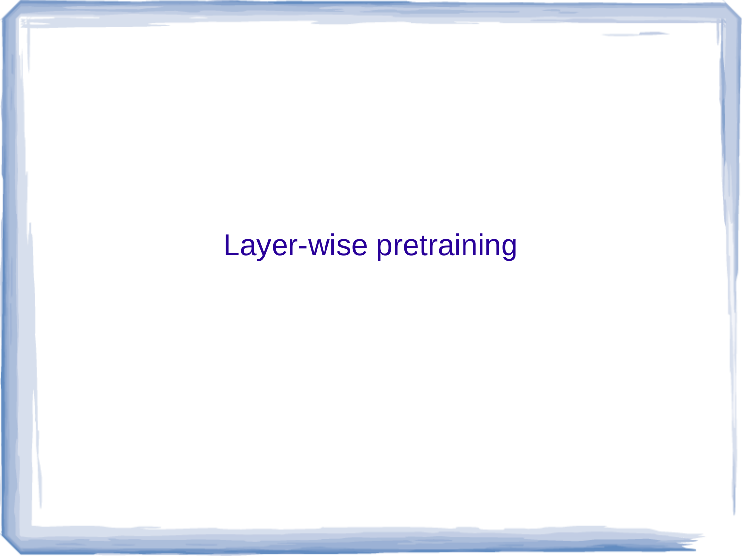# Layer-wise pretraining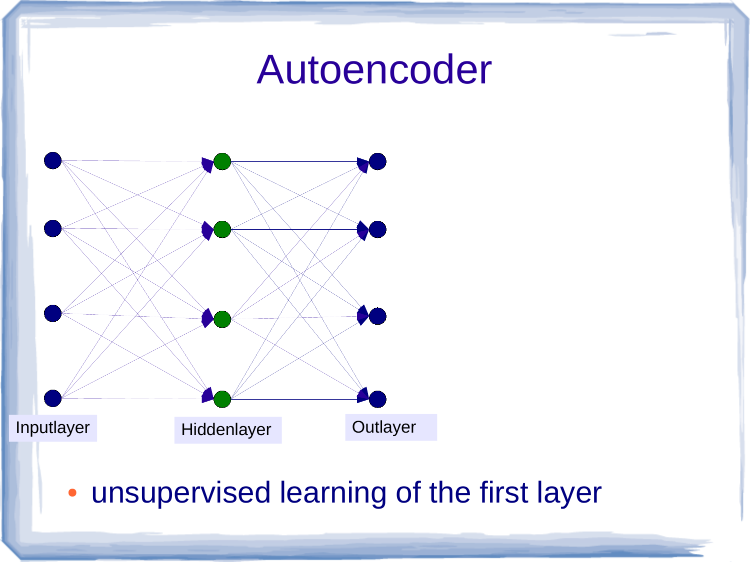# Autoencoder

Inputlayer

Hiddenlayer

Outlayer

- unsupervised learning of the first layer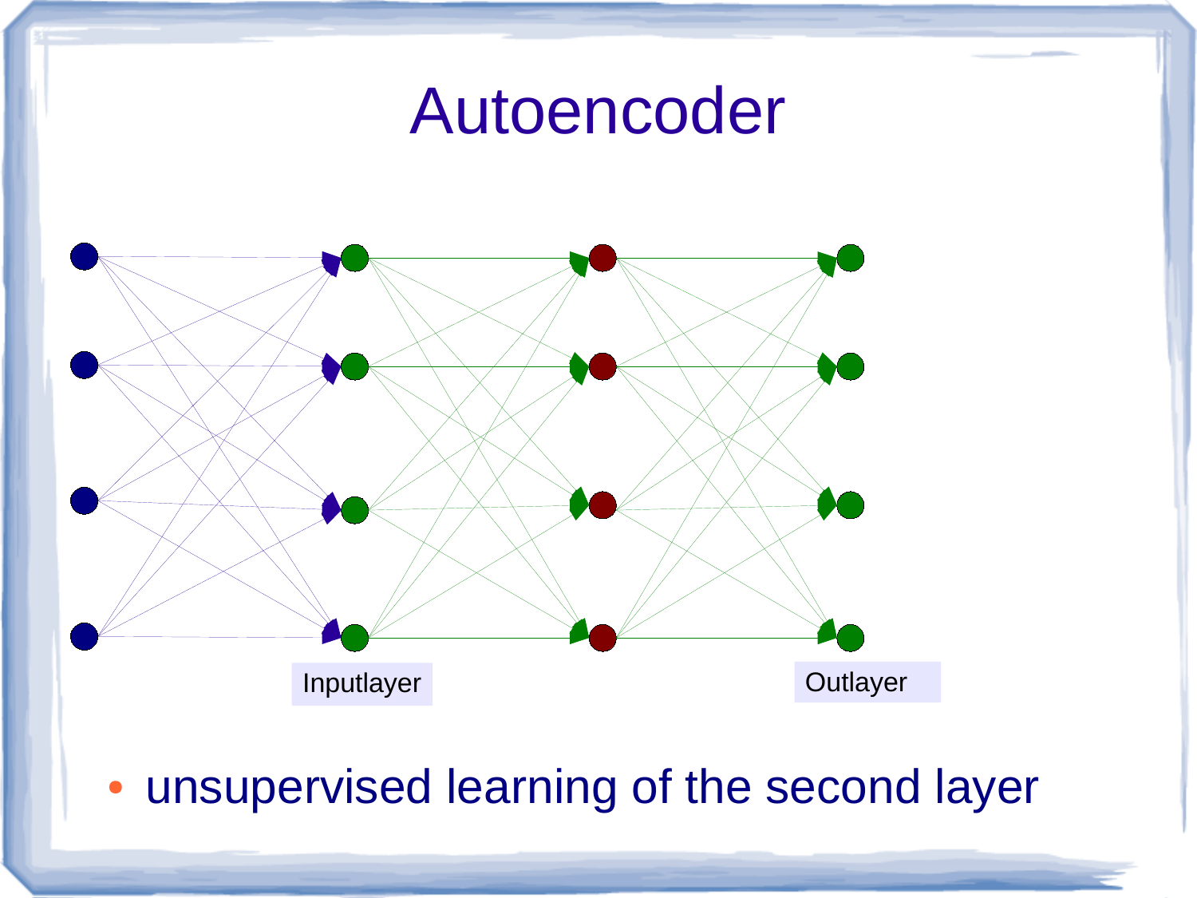# Autoencoder

Inputlayer

Outlayer

- unsupervised learning of the second layer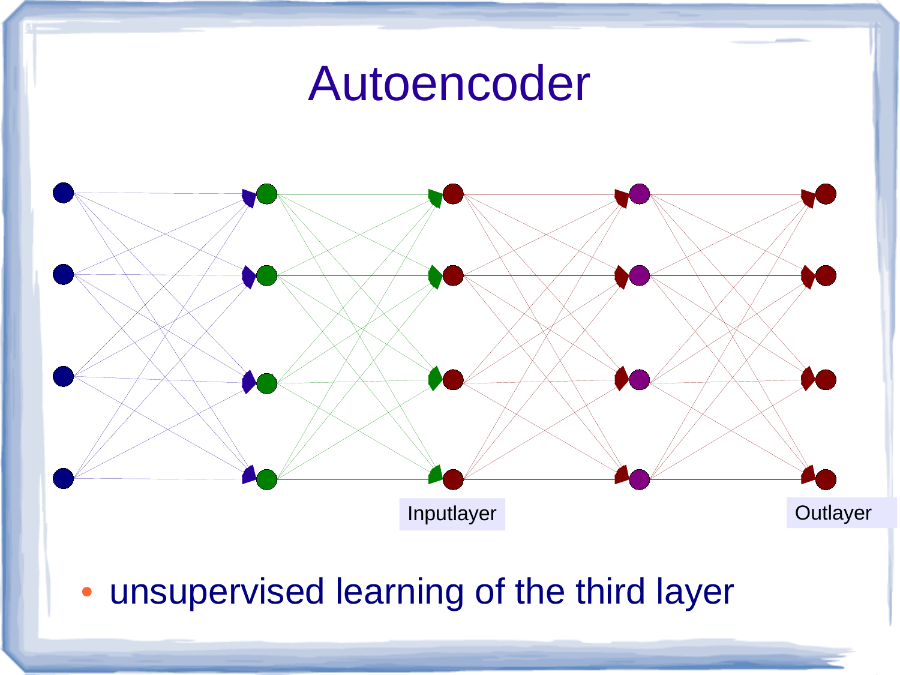# Autoencoder

Inputlayer

Outlayer

- unsupervised learning of the third layer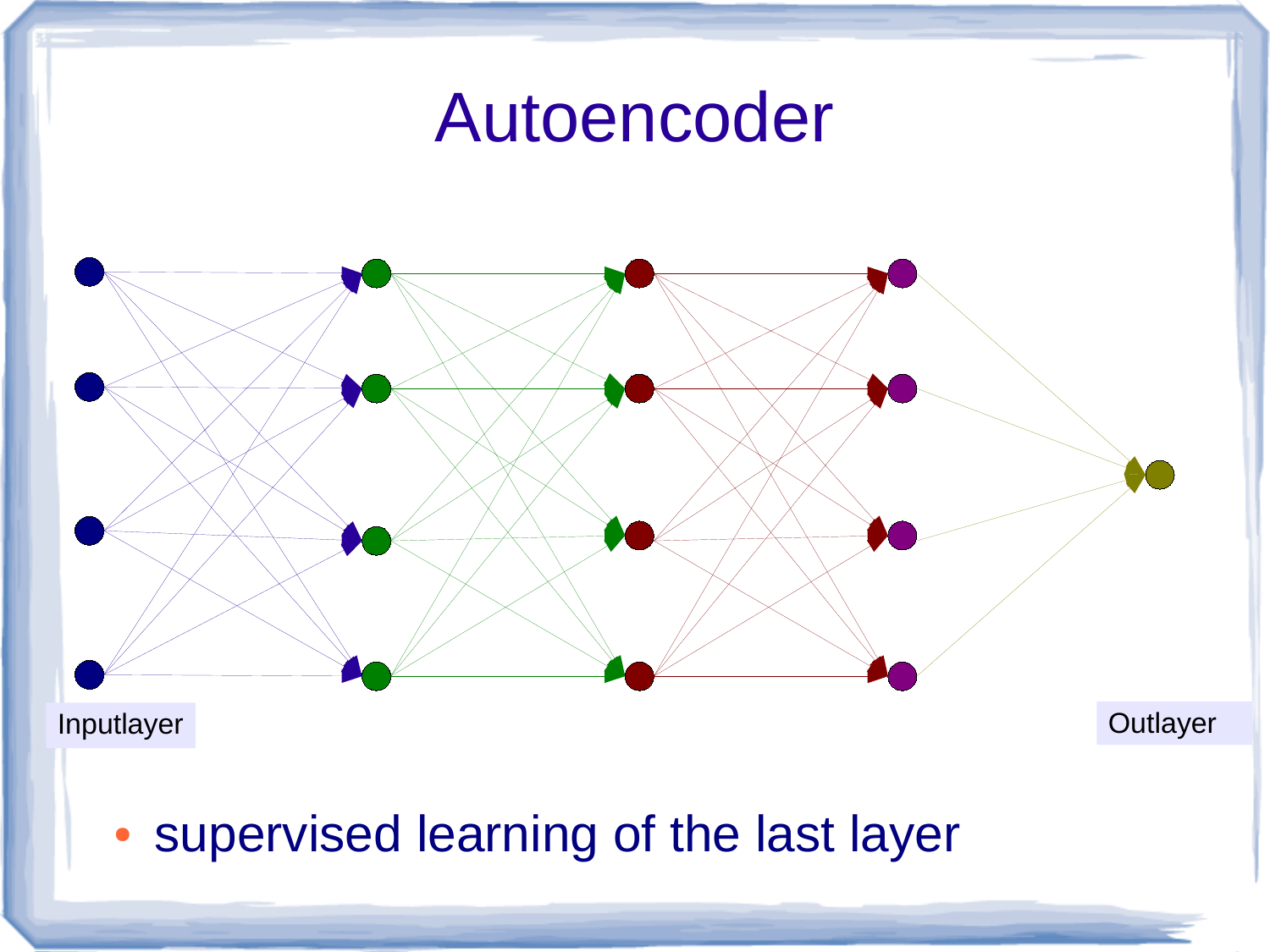# Autoencoder

Inputlayer

Outlayer

- supervised learning of the last layer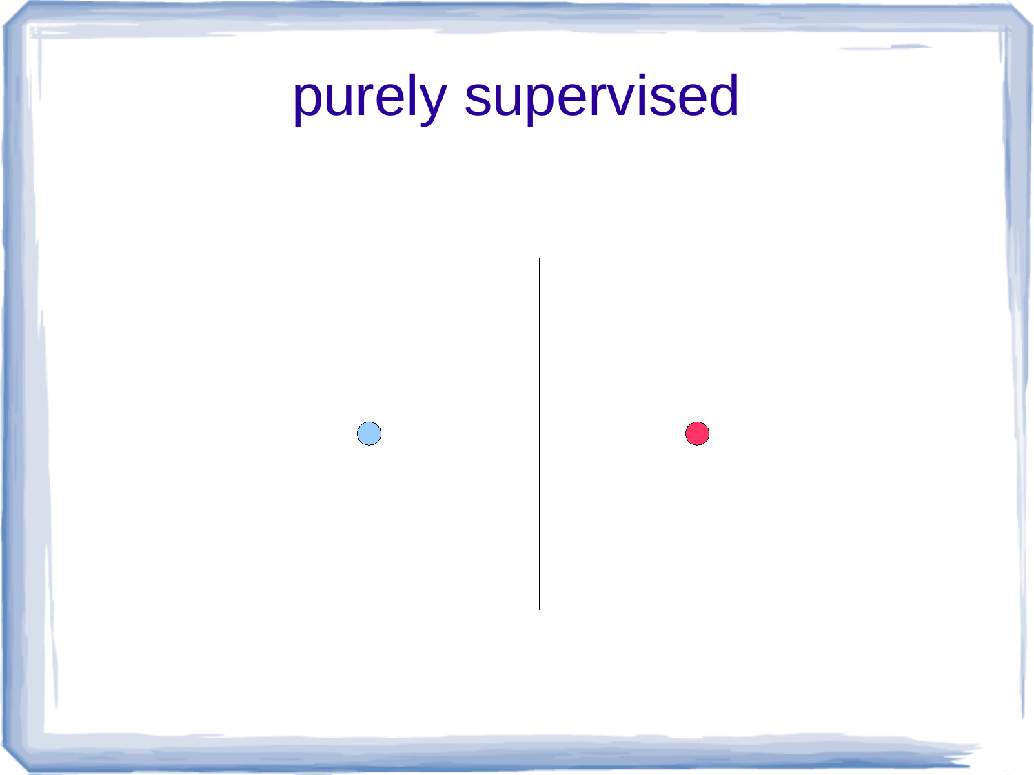# purely supervised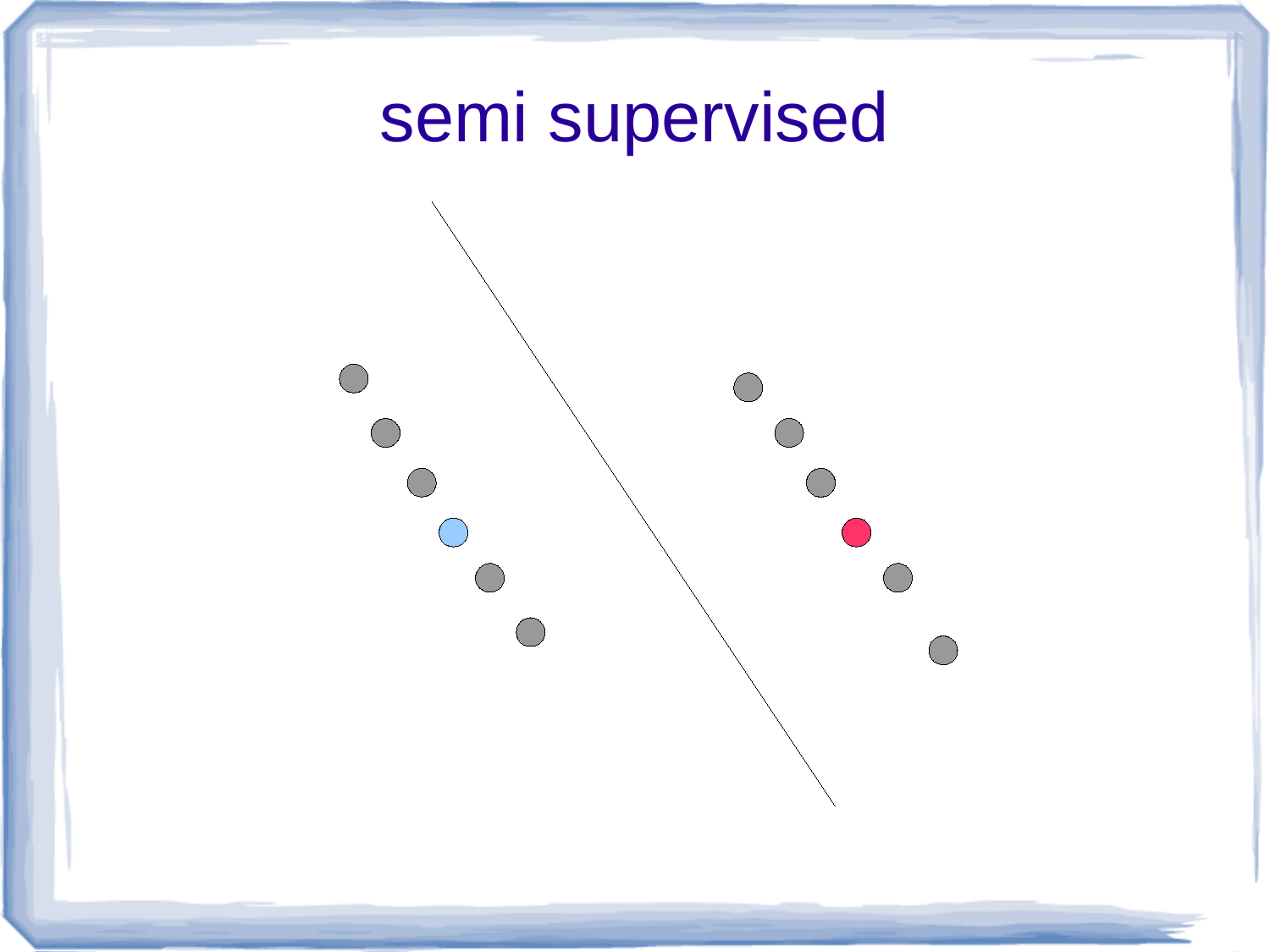# semi supervised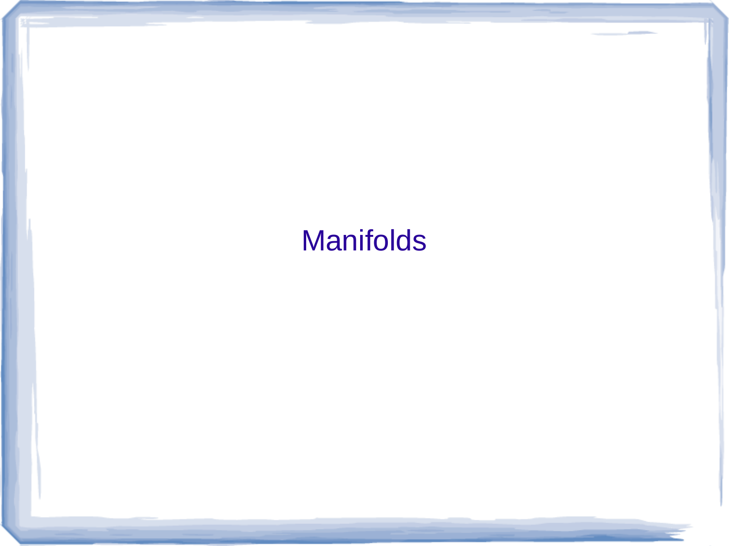# Manifolds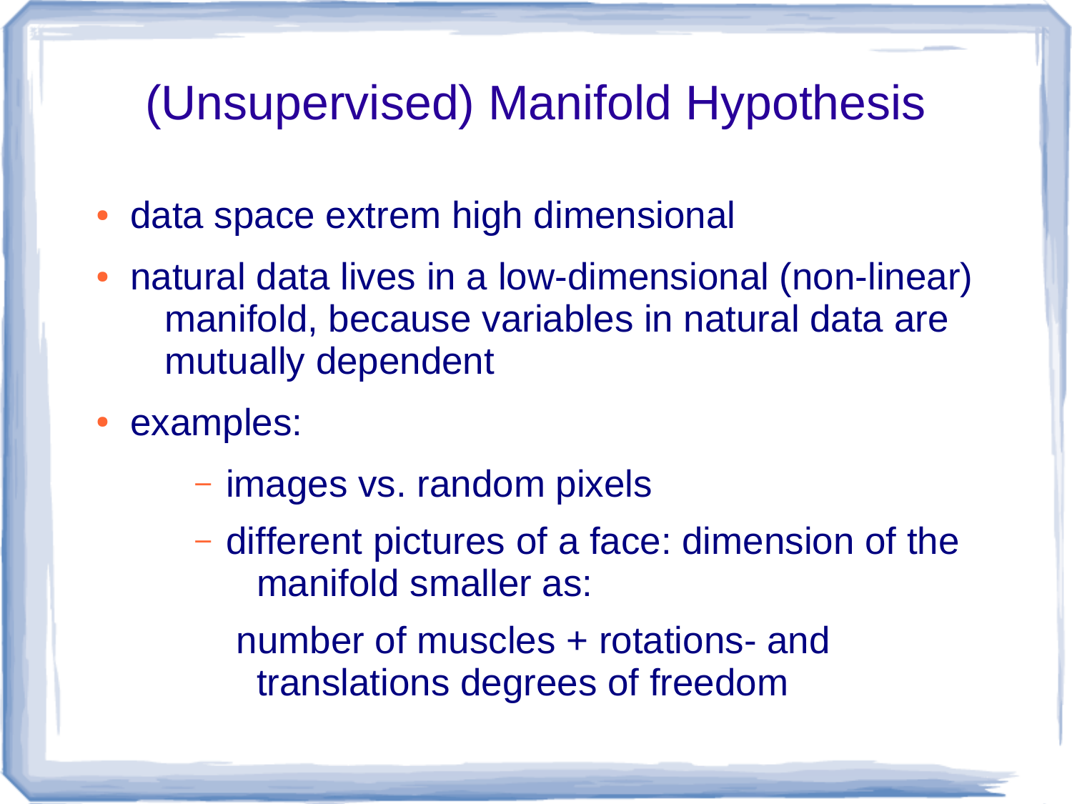# (Unsupervised) Manifold Hypothesis

- data space extrem high dimensional
- natural data lives in a low-dimensional (non-linear) manifold, because variables in natural data are mutually dependent
- examples:
  - images vs. random pixels
  - different pictures of a face: dimension of the manifold smaller as:

    number of muscles + rotations- and translations degrees of freedom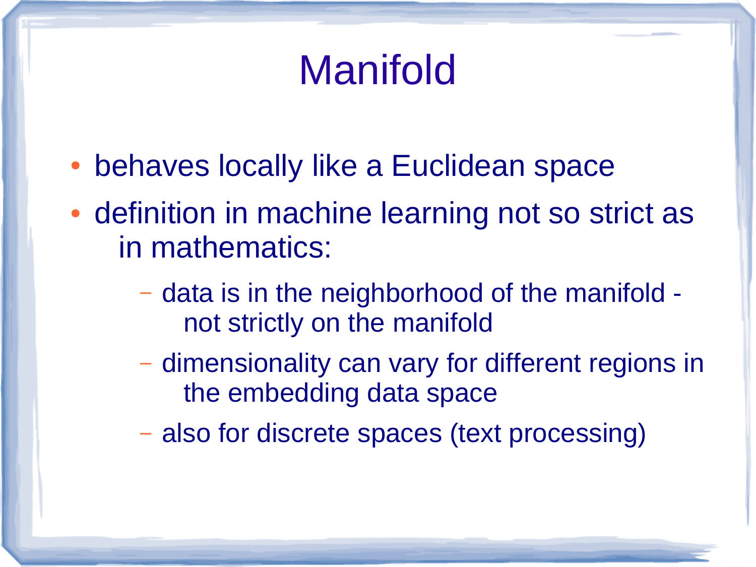# Manifold

- behaves locally like a Euclidean space
- definition in machine learning not so strict as in mathematics:
  - data is in the neighborhood of the manifold - not strictly on the manifold
  - dimensionality can vary for different regions in the embedding data space
  - also for discrete spaces (text processing)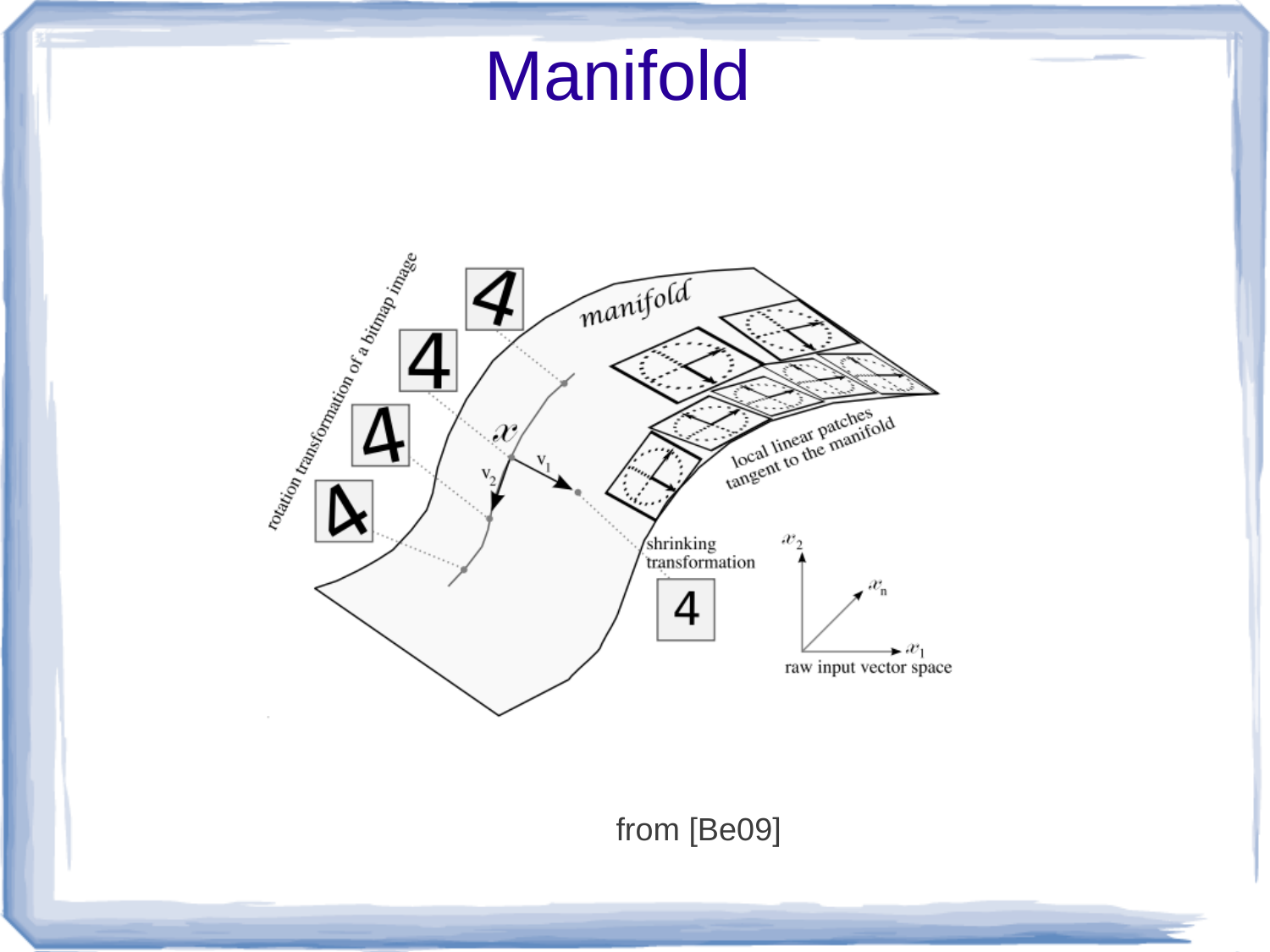# Manifold

from [Be09]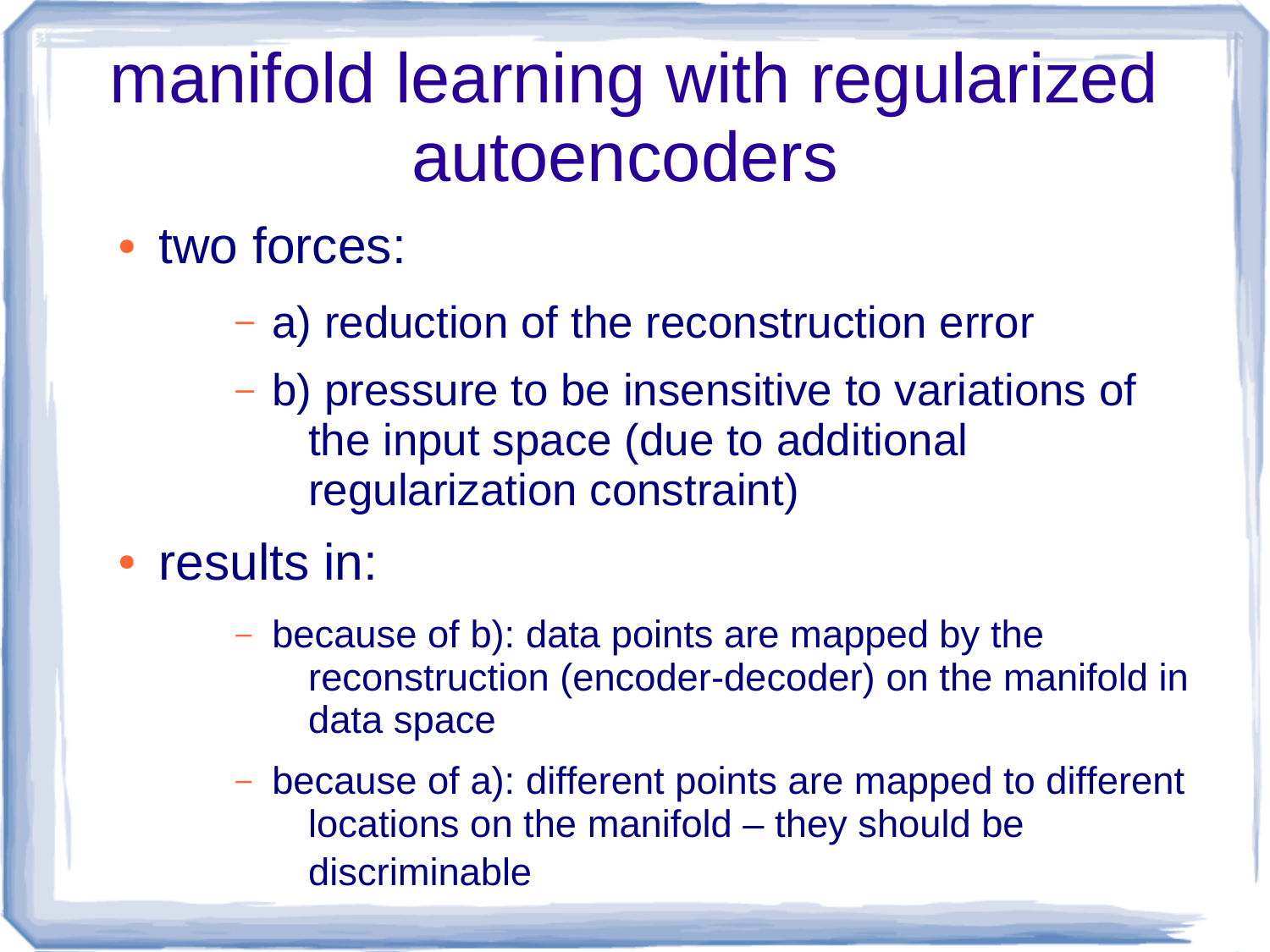# manifold learning with regularized autoencoders

- two forces:
  - a) reduction of the reconstruction error
  - b) pressure to be insensitive to variations of the input space (due to additional regularization constraint)
- results in:
  - because of b): data points are mapped by the reconstruction (encoder-decoder) on the manifold in data space
  - because of a): different points are mapped to different locations on the manifold – they should be discriminable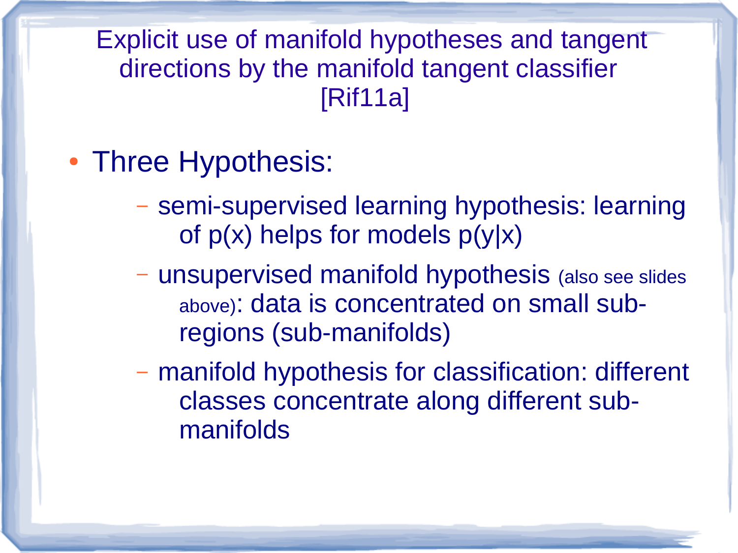# Explicit use of manifold hypotheses and tangent directions by the manifold tangent classifier [Rif11a]

- Three Hypothesis:
  - semi-supervised learning hypothesis: learning of $p(x)$ helps for models $p(y|x)$
  - unsupervised manifold hypothesis (also see slides above): data is concentrated on small sub-regions (sub-manifolds)
  - manifold hypothesis for classification: different classes concentrate along different sub-manifolds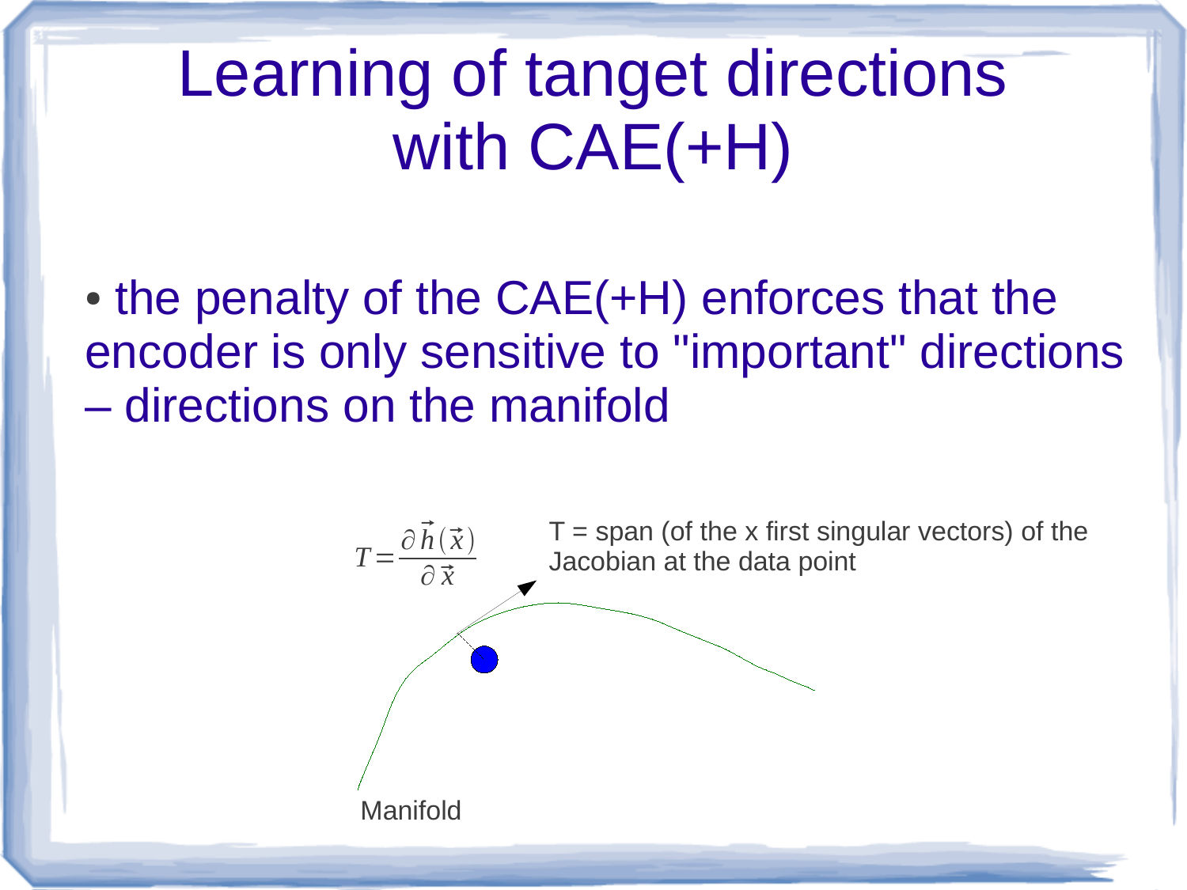# Learning of tanget directions with CAE(+H)

- the penalty of the CAE(+H) enforces that the encoder is only sensitive to "important" directions – directions on the manifold

$$T = \frac{\partial \vec{h}(\vec{x})}{\partial \vec{x}}$$

T = span (of the x first singular vectors) of the Jacobian at the data point

Manifold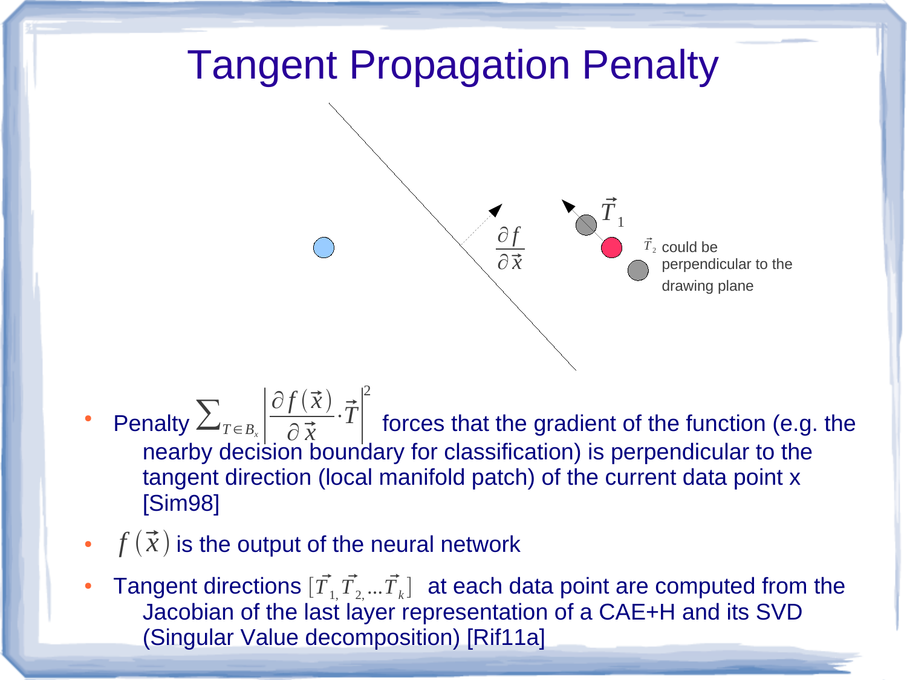# Tangent Propagation Penalty

$\frac{\partial f}{\partial \vec{x}}$

$\vec{T}_1$

$\vec{T}_2$ could be perpendicular to the drawing plane

- Penalty $\sum_{T \in B_x} \left| \frac{\partial f(\vec{x})}{\partial \vec{x}} \cdot \vec{T} \right|^2$ forces that the gradient of the function (e.g. the nearby decision boundary for classification) is perpendicular to the tangent direction (local manifold patch) of the current data point x [Sim98]
- $f(\vec{x})$ is the output of the neural network
- Tangent directions $[\vec{T}_1, \vec{T}_2, \ldots \vec{T}_k]$ at each data point are computed from the Jacobian of the last layer representation of a CAE+H and its SVD (Singular Value decomposition) [Rif11a]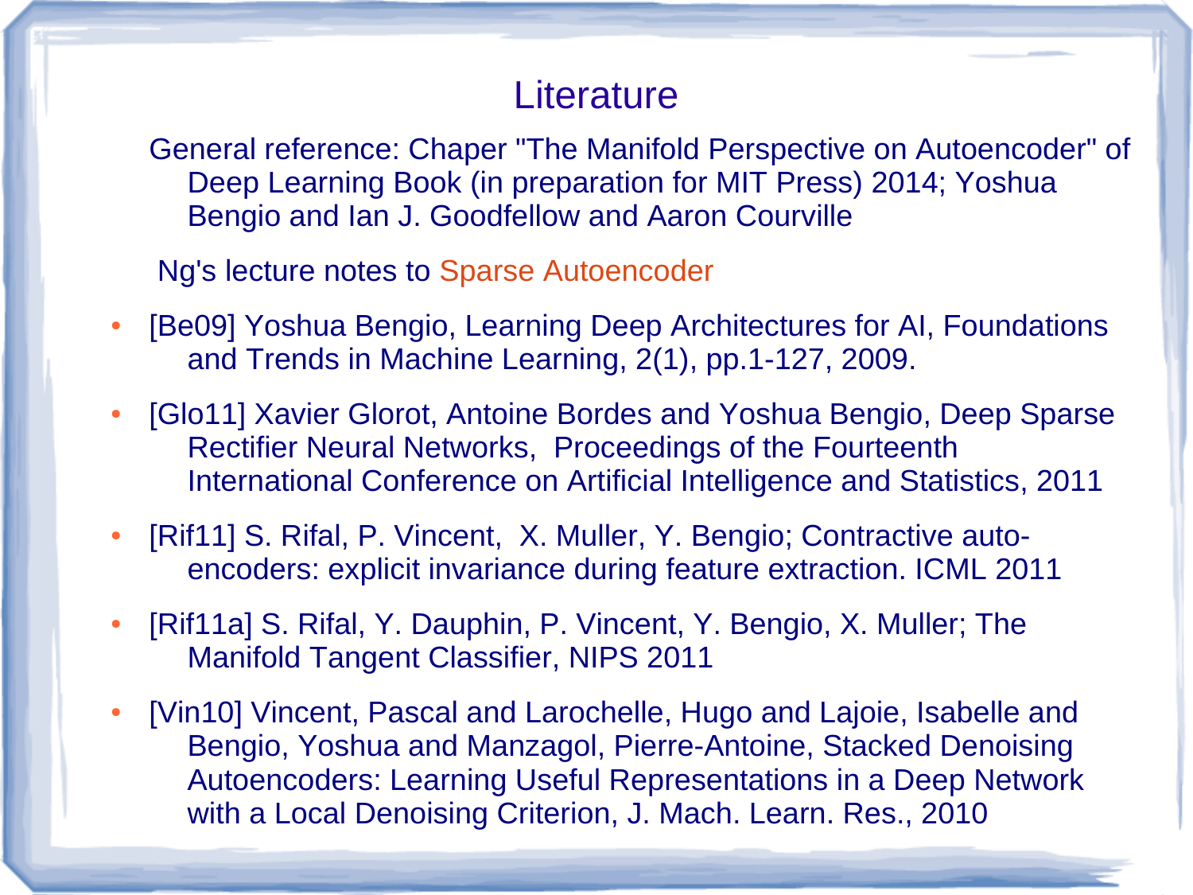# Literature

General reference: Chaper "The Manifold Perspective on Autoencoder" of Deep Learning Book (in preparation for MIT Press) 2014; Yoshua Bengio and Ian J. Goodfellow and Aaron Courville

Ng's lecture notes to Sparse Autoencoder

- [Be09] Yoshua Bengio, Learning Deep Architectures for AI, Foundations and Trends in Machine Learning, 2(1), pp.1-127, 2009.
- [Glo11] Xavier Glorot, Antoine Bordes and Yoshua Bengio, Deep Sparse Rectifier Neural Networks, Proceedings of the Fourteenth International Conference on Artificial Intelligence and Statistics, 2011
- [Rif11] S. Rifal, P. Vincent, X. Muller, Y. Bengio; Contractive auto-encoders: explicit invariance during feature extraction. ICML 2011
- [Rif11a] S. Rifal, Y. Dauphin, P. Vincent, Y. Bengio, X. Muller; The Manifold Tangent Classifier, NIPS 2011
- [Vin10] Vincent, Pascal and Larochelle, Hugo and Lajoie, Isabelle and Bengio, Yoshua and Manzagol, Pierre-Antoine, Stacked Denoising Autoencoders: Learning Useful Representations in a Deep Network with a Local Denoising Criterion, J. Mach. Learn. Res., 2010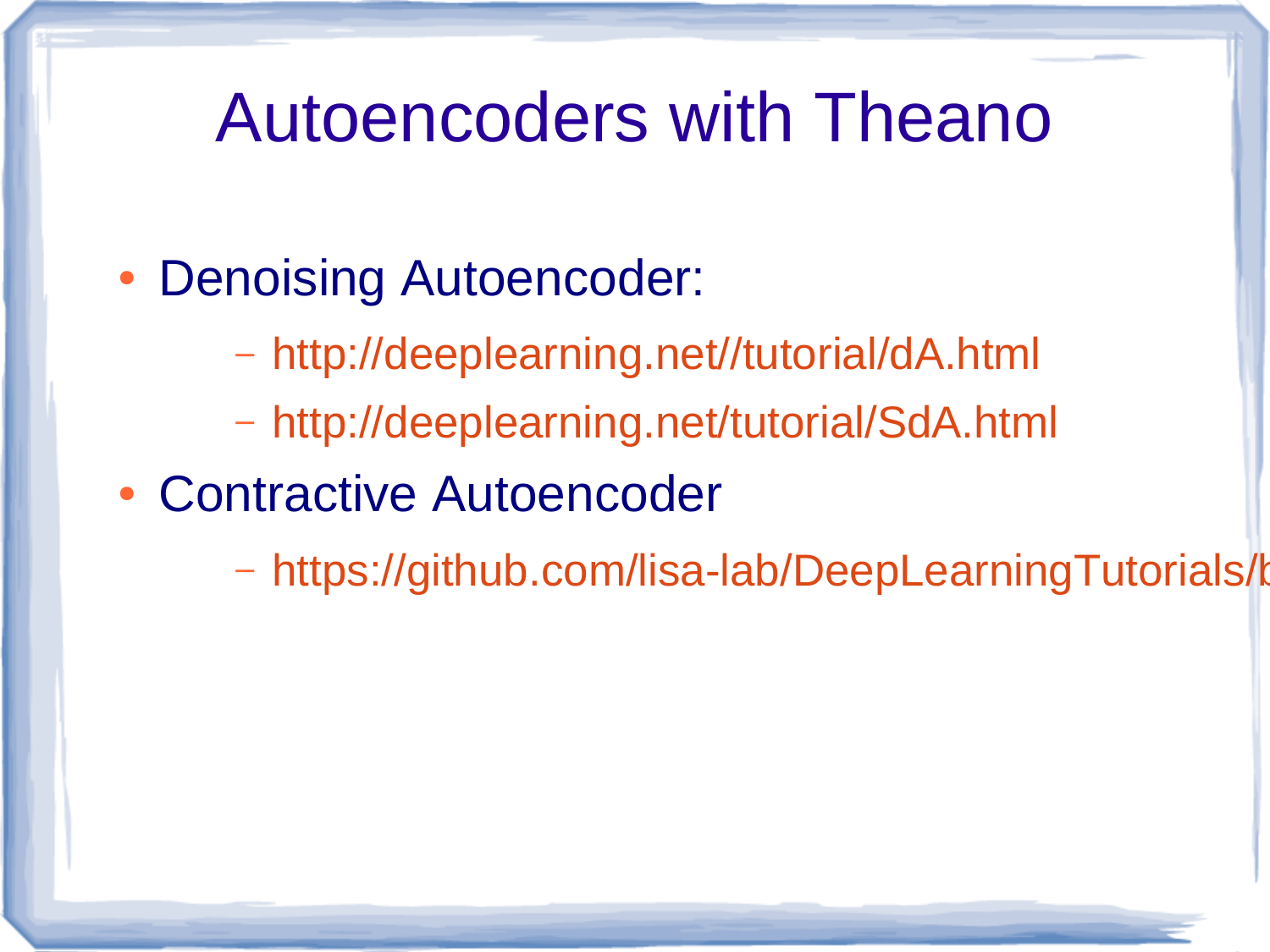# Autoencoders with Theano

- Denoising Autoencoder:
  - http://deeplearning.net//tutorial/dA.html
  - http://deeplearning.net/tutorial/SdA.html
- Contractive Autoencoder
  - https://github.com/lisa-lab/DeepLearningTutorials/b